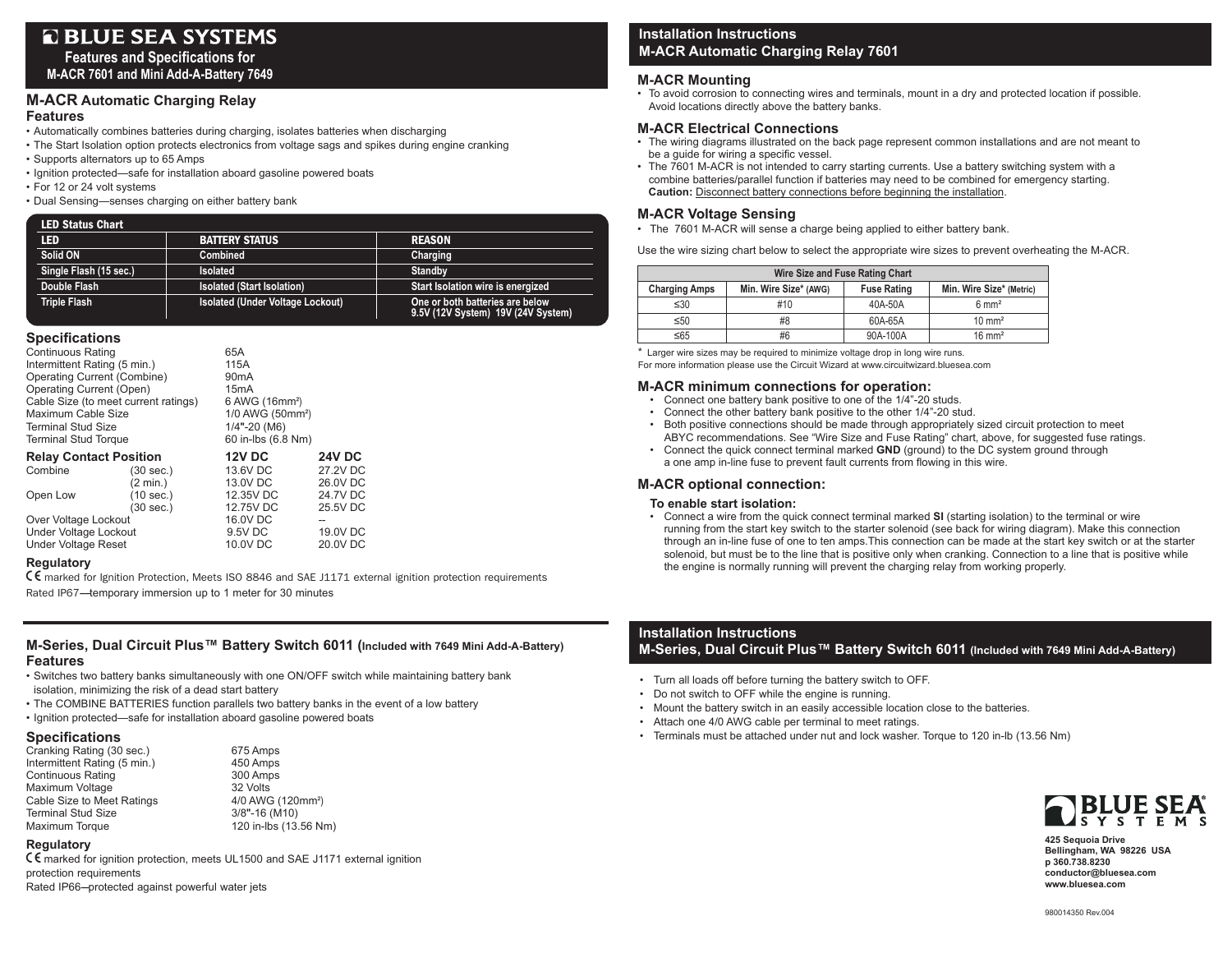# BLUE SEA SYSTEMS

**Features and Specifications for M-ACR 7601 and Mini Add-A-Battery 7649**

## M-ACR Automatic Charging Relay

### Features

- Automatically combines batteries during charging, isolates batteries when discharging
- The Start Isolation option protects electronics from voltage sags and spikes during engine cranking
- Supports alternators up to 65 Amps
- Ignition protected—safe for installation aboard gasoline powered boats
- For 12 or 24 volt systems
- Dual Sensing—senses charging on either battery bank

**LED Status Chart**

| LED | BATTERY STATUS | REASON |
|---|---|---|
| Solid ON | Combined | Charging |
| Single Flash (15 sec.) | Isolated | Standby |
| Double Flash | Isolated (Start Isolation) | Start Isolation wire is energized |
| Triple Flash | Isolated (Under Voltage Lockout) | One or both batteries are below 9.5V (12V System) 19V (24V System) |

### Specifications

| | |
|---|---|
| Continuous Rating | 65A |
| Intermittent Rating (5 min.) | 115A |
| Operating Current (Combine) | 90mA |
| Operating Current (Open) | 15mA |
| Cable Size (to meet current ratings) | 6 AWG (16mm²) |
| Maximum Cable Size | 1/0 AWG (50mm²) |
| Terminal Stud Size | 1/4"-20 (M6) |
| Terminal Stud Torque | 60 in-lbs (6.8 Nm) |

| Relay Contact Position | | 12V DC | 24V DC |
|---|---|---|---|
| Combine | (30 sec.) | 13.6V DC | 27.2V DC |
| | (2 min.) | 13.0V DC | 26.0V DC |
| Open Low | (10 sec.) | 12.35V DC | 24.7V DC |
| | (30 sec.) | 12.75V DC | 25.5V DC |
| Over Voltage Lockout | | 16.0V DC | -- |
| Under Voltage Lockout | | 9.5V DC | 19.0V DC |
| Under Voltage Reset | | 10.0V DC | 20.0V DC |

### Regulatory

CE marked for Ignition Protection, Meets ISO 8846 and SAE J1171 external ignition protection requirements

Rated IP67—temporary immersion up to 1 meter for 30 minutes

## Installation Instructions M-ACR Automatic Charging Relay 7601

### M-ACR Mounting

- To avoid corrosion to connecting wires and terminals, mount in a dry and protected location if possible. Avoid locations directly above the battery banks.

### M-ACR Electrical Connections

- The wiring diagrams illustrated on the back page represent common installations and are not meant to be a guide for wiring a specific vessel.
- The 7601 M-ACR is not intended to carry starting currents. Use a battery switching system with a combine batteries/parallel function if batteries may need to be combined for emergency starting. **Caution:** Disconnect battery connections before beginning the installation.

### M-ACR Voltage Sensing

- The 7601 M-ACR will sense a charge being applied to either battery bank.

Use the wire sizing chart below to select the appropriate wire sizes to prevent overheating the M-ACR.

**Wire Size and Fuse Rating Chart**

| Charging Amps | Min. Wire Size* (AWG) | Fuse Rating | Min. Wire Size* (Metric) |
|---|---|---|---|
| ≤30 | #10 | 40A-50A | 6 mm² |
| ≤50 | #8 | 60A-65A | 10 mm² |
| ≤65 | #6 | 90A-100A | 16 mm² |

\* Larger wire sizes may be required to minimize voltage drop in long wire runs.
For more information please use the Circuit Wizard at www.circuitwizard.bluesea.com

### M-ACR minimum connections for operation:

- Connect one battery bank positive to one of the 1/4"-20 studs.
- Connect the other battery bank positive to the other 1/4"-20 stud.
- Both positive connections should be made through appropriately sized circuit protection to meet ABYC recommendations. See "Wire Size and Fuse Rating" chart, above, for suggested fuse ratings.
- Connect the quick connect terminal marked **GND** (ground) to the DC system ground through a one amp in-line fuse to prevent fault currents from flowing in this wire.

### M-ACR optional connection:

**To enable start isolation:**

- Connect a wire from the quick connect terminal marked **SI** (starting isolation) to the terminal or wire running from the start key switch to the starter solenoid (see back for wiring diagram). Make this connection through an in-line fuse of one to ten amps.This connection can be made at the start key switch or at the starter solenoid, but must be to the line that is positive only when cranking. Connection to a line that is positive while the engine is normally running will prevent the charging relay from working properly.

## M-Series, Dual Circuit Plus™ Battery Switch 6011 (Included with 7649 Mini Add-A-Battery)

### Features

- Switches two battery banks simultaneously with one ON/OFF switch while maintaining battery bank isolation, minimizing the risk of a dead start battery
- The COMBINE BATTERIES function parallels two battery banks in the event of a low battery
- Ignition protected—safe for installation aboard gasoline powered boats

### Specifications

| | |
|---|---|
| Cranking Rating (30 sec.) | 675 Amps |
| Intermittent Rating (5 min.) | 450 Amps |
| Continuous Rating | 300 Amps |
| Maximum Voltage | 32 Volts |
| Cable Size to Meet Ratings | 4/0 AWG (120mm²) |
| Terminal Stud Size | 3/8"-16 (M10) |
| Maximum Torque | 120 in-lbs (13.56 Nm) |

### Regulatory

CE marked for ignition protection, meets UL1500 and SAE J1171 external ignition protection requirements

Rated IP66–protected against powerful water jets

## Installation Instructions M-Series, Dual Circuit Plus™ Battery Switch 6011 (Included with 7649 Mini Add-A-Battery)

- Turn all loads off before turning the battery switch to OFF.
- Do not switch to OFF while the engine is running.
- Mount the battery switch in an easily accessible location close to the batteries.
- Attach one 4/0 AWG cable per terminal to meet ratings.
- Terminals must be attached under nut and lock washer. Torque to 120 in-lb (13.56 Nm)

**BLUE SEA SYSTEMS**

425 Sequoia Drive
Bellingham, WA 98226 USA
p 360.738.8230
conductor@bluesea.com
www.bluesea.com

980014350 Rev.004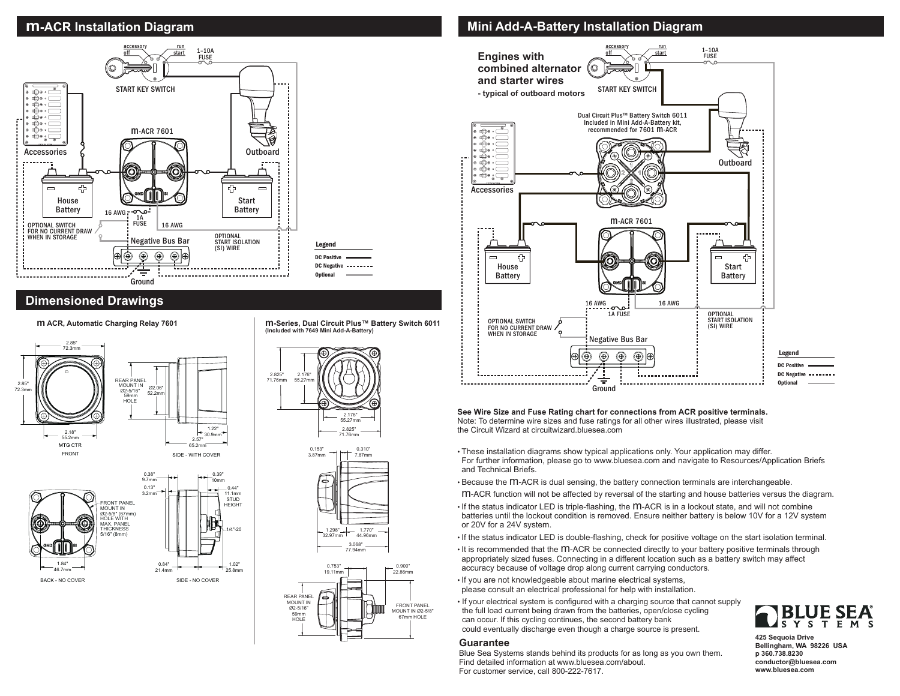## m-ACR Installation Diagram

accessory
off
run
start
1–10A
FUSE
START KEY SWITCH
Accessories
m-ACR 7601
Outboard
House Battery
Start Battery
16 AWG
1A FUSE
16 AWG
OPTIONAL SWITCH FOR NO CURRENT DRAW WHEN IN STORAGE
Negative Bus Bar
OPTIONAL START ISOLATION (SI) WIRE
Ground

Legend
DC Positive
DC Negative
Optional

## Dimensioned Drawings

**m ACR, Automatic Charging Relay 7601**

2.85"
72.3mm
2.85"
72.3mm
2.18"
55.2mm
MTG CTR
FRONT
REAR PANEL MOUNT IN Ø2-5/16" 59mm HOLE
Ø2.06"
52.2mm
1.22"
30.9mm
2.57"
65.2mm
SIDE - WITH COVER

FRONT PANEL MOUNT IN Ø2-5/8" (67mm) HOLE WITH MAX. PANEL THICKNESS 5/16" (8mm)
1.84"
46.7mm
BACK - NO COVER
0.38"
9.7mm
0.13"
3.2mm
0.39"
10mm
0.44"
11.1mm
STUD HEIGHT
1/4"-20
0.84"
21.4mm
1.02"
25.8mm
SIDE - NO COVER

**m-Series, Dual Circuit Plus™ Battery Switch 6011**
**(Included with 7649 Mini Add-A-Battery)**

2.825"
71.76mm
2.176"
55.27mm
2.176"
55.27mm
2.825"
71.76mm
0.153"
3.87mm
0.310"
7.87mm
1.298"
32.97mm
1.770"
44.96mm
3.068"
77.94mm
0.753"
19.11mm
0.900"
22.86mm
REAR PANEL MOUNT IN Ø2-5/16" 59mm HOLE
FRONT PANEL MOUNT IN Ø2-5/8" 67mm HOLE

## Mini Add-A-Battery Installation Diagram

**Engines with combined alternator and starter wires**
**- typical of outboard motors**

accessory
off
run
start
1–10A
FUSE
START KEY SWITCH
Dual Circuit Plus™ Battery Switch 6011
Included in Mini Add-A-Battery kit, recommended for 7601 m-ACR
Outboard
Accessories
m-ACR 7601
House Battery
Start Battery
16 AWG
1A FUSE
16 AWG
OPTIONAL SWITCH FOR NO CURRENT DRAW WHEN IN STORAGE
OPTIONAL START ISOLATION (SI) WIRE
Negative Bus Bar
Ground

Legend
DC Positive
DC Negative
Optional

**See Wire Size and Fuse Rating chart for connections from ACR positive terminals.**
Note: To determine wire sizes and fuse ratings for all other wires illustrated, please visit the Circuit Wizard at circuitwizard.bluesea.com

- These installation diagrams show typical applications only. Your application may differ. For further information, please go to www.bluesea.com and navigate to Resources/Application Briefs and Technical Briefs.
- Because the m-ACR is dual sensing, the battery connection terminals are interchangeable. m-ACR function will not be affected by reversal of the starting and house batteries versus the diagram.
- If the status indicator LED is triple-flashing, the m-ACR is in a lockout state, and will not combine batteries until the lockout condition is removed. Ensure neither battery is below 10V for a 12V system or 20V for a 24V system.
- If the status indicator LED is double-flashing, check for positive voltage on the start isolation terminal.
- It is recommended that the m-ACR be connected directly to your battery positive terminals through appropriately sized fuses. Connecting in a different location such as a battery switch may affect accuracy because of voltage drop along current carrying conductors.
- If you are not knowledgeable about marine electrical systems, please consult an electrical professional for help with installation.
- If your electrical system is configured with a charging source that cannot supply the full load current being drawn from the batteries, open/close cycling can occur. If this cycling continues, the second battery bank could eventually discharge even though a charge source is present.

### Guarantee

Blue Sea Systems stands behind its products for as long as you own them.
Find detailed information at www.bluesea.com/about.
For customer service, call 800-222-7617.

**BLUE SEA SYSTEMS**

**425 Sequoia Drive**
**Bellingham, WA 98226 USA**
**p 360.738.8230**
**conductor@bluesea.com**
**www.bluesea.com**